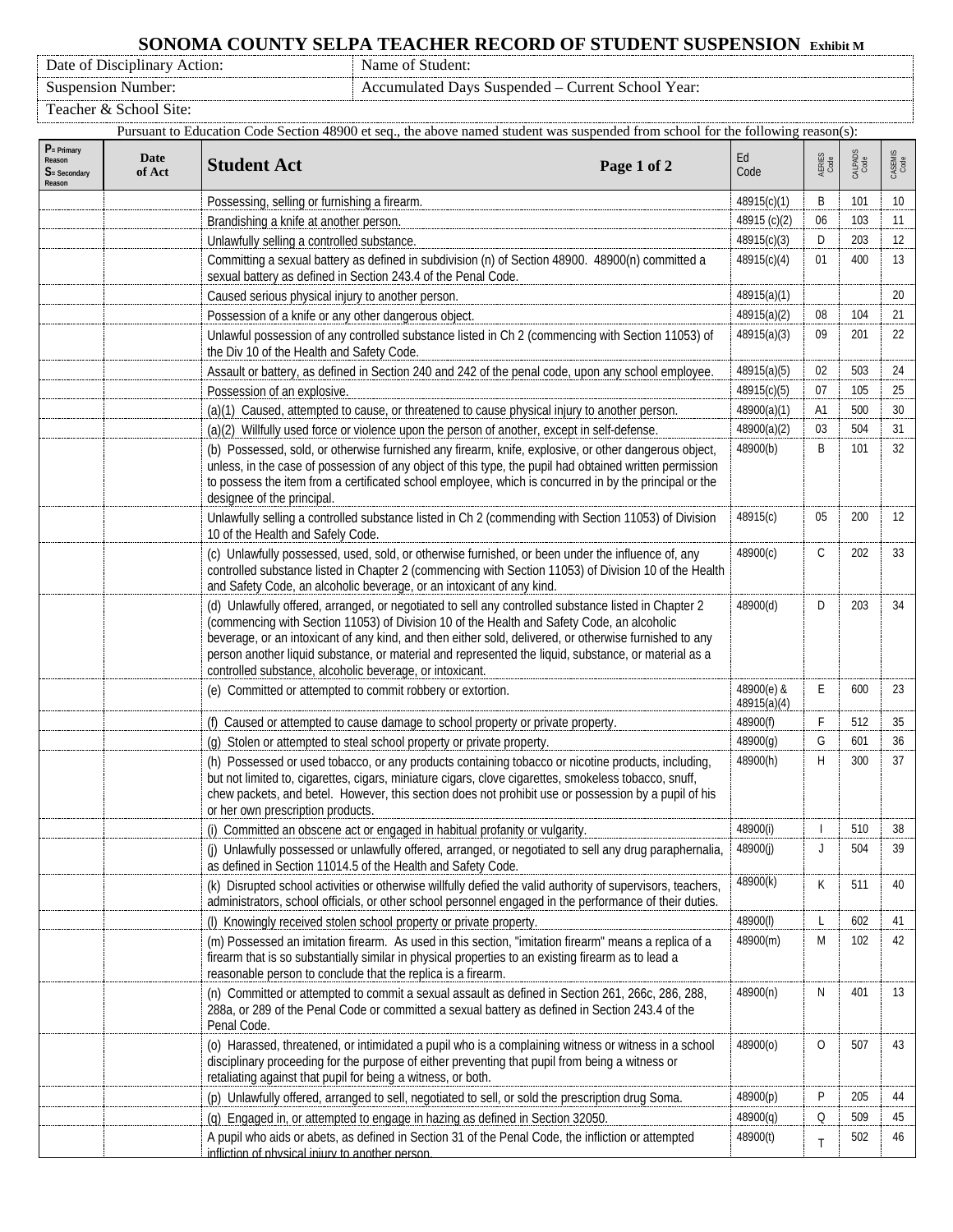# SONOMA COUNTY SELPA TEACHER RECORD OF STUDENT SUSPENSION Exhibit M

| Date of Disciplinary Action: | Name of Student: |
|---|---|
| Suspension Number: | Accumulated Days Suspended – Current School Year: |
| Teacher & School Site: | |

Pursuant to Education Code Section 48900 et seq., the above named student was suspended from school for the following reason(s):

| P= Primary Reason S= Secondary Reason | Date of Act | Student Act | Ed Code | AERIES Code | CALPADS Code | CASEMIS Code |
|---|---|---|---|---|---|---|
| | | Possessing, selling or furnishing a firearm. | 48915(c)(1) | B | 101 | 10 |
| | | Brandishing a knife at another person. | 48915 (c)(2) | 06 | 103 | 11 |
| | | Unlawfully selling a controlled substance. | 48915(c)(3) | D | 203 | 12 |
| | | Committing a sexual battery as defined in subdivision (n) of Section 48900. 48900(n) committed a sexual battery as defined in Section 243.4 of the Penal Code. | 48915(c)(4) | 01 | 400 | 13 |
| | | Caused serious physical injury to another person. | 48915(a)(1) | | | 20 |
| | | Possession of a knife or any other dangerous object. | 48915(a)(2) | 08 | 104 | 21 |
| | | Unlawful possession of any controlled substance listed in Ch 2 (commencing with Section 11053) of the Div 10 of the Health and Safety Code. | 48915(a)(3) | 09 | 201 | 22 |
| | | Assault or battery, as defined in Section 240 and 242 of the penal code, upon any school employee. | 48915(a)(5) | 02 | 503 | 24 |
| | | Possession of an explosive. | 48915(c)(5) | 07 | 105 | 25 |
| | | (a)(1) Caused, attempted to cause, or threatened to cause physical injury to another person. | 48900(a)(1) | A1 | 500 | 30 |
| | | (a)(2) Willfully used force or violence upon the person of another, except in self-defense. | 48900(a)(2) | 03 | 504 | 31 |
| | | (b) Possessed, sold, or otherwise furnished any firearm, knife, explosive, or other dangerous object, unless, in the case of possession of any object of this type, the pupil had obtained written permission to possess the item from a certificated school employee, which is concurred in by the principal or the designee of the principal. | 48900(b) | B | 101 | 32 |
| | | Unlawfully selling a controlled substance listed in Ch 2 (commending with Section 11053) of Division 10 of the Health and Safely Code. | 48915(c) | 05 | 200 | 12 |
| | | (c) Unlawfully possessed, used, sold, or otherwise furnished, or been under the influence of, any controlled substance listed in Chapter 2 (commencing with Section 11053) of Division 10 of the Health and Safety Code, an alcoholic beverage, or an intoxicant of any kind. | 48900(c) | C | 202 | 33 |
| | | (d) Unlawfully offered, arranged, or negotiated to sell any controlled substance listed in Chapter 2 (commencing with Section 11053) of Division 10 of the Health and Safety Code, an alcoholic beverage, or an intoxicant of any kind, and then either sold, delivered, or otherwise furnished to any person another liquid substance, or material and represented the liquid, substance, or material as a controlled substance, alcoholic beverage, or intoxicant. | 48900(d) | D | 203 | 34 |
| | | (e) Committed or attempted to commit robbery or extortion. | 48900(e) & 48915(a)(4) | E | 600 | 23 |
| | | (f) Caused or attempted to cause damage to school property or private property. | 48900(f) | F | 512 | 35 |
| | | (g) Stolen or attempted to steal school property or private property. | 48900(g) | G | 601 | 36 |
| | | (h) Possessed or used tobacco, or any products containing tobacco or nicotine products, including, but not limited to, cigarettes, cigars, miniature cigars, clove cigarettes, smokeless tobacco, snuff, chew packets, and betel. However, this section does not prohibit use or possession by a pupil of his or her own prescription products. | 48900(h) | H | 300 | 37 |
| | | (i) Committed an obscene act or engaged in habitual profanity or vulgarity. | 48900(i) | I | 510 | 38 |
| | | (j) Unlawfully possessed or unlawfully offered, arranged, or negotiated to sell any drug paraphernalia, as defined in Section 11014.5 of the Health and Safety Code. | 48900(j) | J | 504 | 39 |
| | | (k) Disrupted school activities or otherwise willfully defied the valid authority of supervisors, teachers, administrators, school officials, or other school personnel engaged in the performance of their duties. | 48900(k) | K | 511 | 40 |
| | | (l) Knowingly received stolen school property or private property. | 48900(l) | L | 602 | 41 |
| | | (m) Possessed an imitation firearm. As used in this section, "imitation firearm" means a replica of a firearm that is so substantially similar in physical properties to an existing firearm as to lead a reasonable person to conclude that the replica is a firearm. | 48900(m) | M | 102 | 42 |
| | | (n) Committed or attempted to commit a sexual assault as defined in Section 261, 266c, 286, 288, 288a, or 289 of the Penal Code or committed a sexual battery as defined in Section 243.4 of the Penal Code. | 48900(n) | N | 401 | 13 |
| | | (o) Harassed, threatened, or intimidated a pupil who is a complaining witness or witness in a school disciplinary proceeding for the purpose of either preventing that pupil from being a witness or retaliating against that pupil for being a witness, or both. | 48900(o) | O | 507 | 43 |
| | | (p) Unlawfully offered, arranged to sell, negotiated to sell, or sold the prescription drug Soma. | 48900(p) | P | 205 | 44 |
| | | (q) Engaged in, or attempted to engage in hazing as defined in Section 32050. | 48900(q) | Q | 509 | 45 |
| | | A pupil who aids or abets, as defined in Section 31 of the Penal Code, the infliction or attempted infliction of physical injury to another person. | 48900(t) | T | 502 | 46 |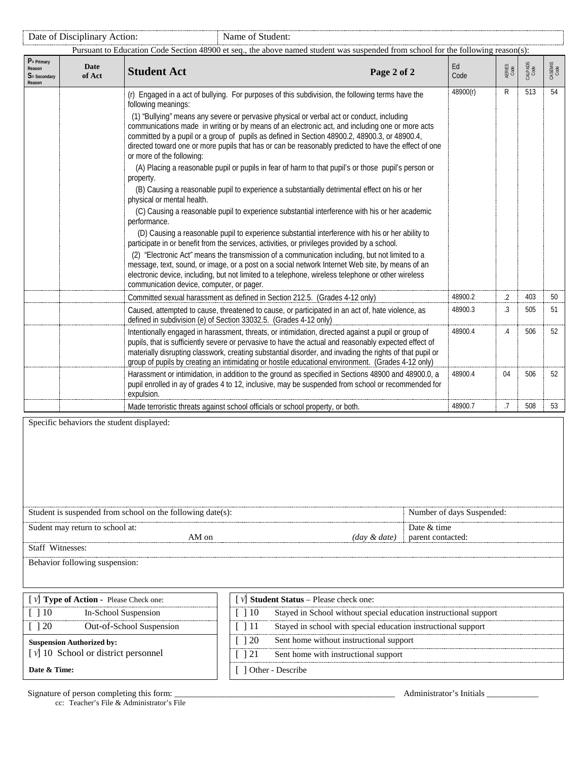| Date of Disciplinary Action: | Name of Student: |
|---|---|

Pursuant to Education Code Section 48900 et seq., the above named student was suspended from school for the following reason(s):

| P= Primary Reason S= Secondary Reason | Date of Act | Student Act | Ed Code | AERIES Code | CALPADS Code | CASEMIS Code |
|---|---|---|---|---|---|---|
| | | (r) Engaged in a act of bullying. For purposes of this subdivision, the following terms have the following meanings:<br>(1) "Bullying" means any severe or pervasive physical or verbal act or conduct, including communications made in writing or by means of an electronic act, and including one or more acts committed by a pupil or a group of pupils as defined in Section 48900.2, 48900.3, or 48900.4, directed toward one or more pupils that has or can be reasonably predicted to have the effect of one or more of the following:<br>(A) Placing a reasonable pupil or pupils in fear of harm to that pupil's or those pupil's person or property.<br>(B) Causing a reasonable pupil to experience a substantially detrimental effect on his or her physical or mental health.<br>(C) Causing a reasonable pupil to experience substantial interference with his or her academic performance.<br>(D) Causing a reasonable pupil to experience substantial interference with his or her ability to participate in or benefit from the services, activities, or privileges provided by a school.<br>(2) "Electronic Act" means the transmission of a communication including, but not limited to a message, text, sound, or image, or a post on a social network Internet Web site, by means of an electronic device, including, but not limited to a telephone, wireless telephone or other wireless communication device, computer, or pager. | 48900(r) | R | 513 | 54 |
| | | Committed sexual harassment as defined in Section 212.5. (Grades 4-12 only) | 48900.2 | .2 | 403 | 50 |
| | | Caused, attempted to cause, threatened to cause, or participated in an act of, hate violence, as defined in subdivision (e) of Section 33032.5. (Grades 4-12 only) | 48900.3 | .3 | 505 | 51 |
| | | Intentionally engaged in harassment, threats, or intimidation, directed against a pupil or group of pupils, that is sufficiently severe or pervasive to have the actual and reasonably expected effect of materially disrupting classwork, creating substantial disorder, and invading the rights of that pupil or group of pupils by creating an intimidating or hostile educational environment. (Grades 4-12 only) | 48900.4 | .4 | 506 | 52 |
| | | Harassment or intimidation, in addition to the ground as specified in Sections 48900 and 48900.0, a pupil enrolled in ay of grades 4 to 12, inclusive, may be suspended from school or recommended for expulsion. | 48900.4 | 04 | 506 | 52 |
| | | Made terroristic threats against school officials or school property, or both. | 48900.7 | .7 | 508 | 53 |

Specific behaviors the student displayed:

| | |
|---|---|
| Student is suspended from school on the following date(s): | Number of days Suspended: |
| Sudent may return to school at: AM on *(day & date)* | Date & time parent contacted: |
| Staff Witnesses: | |
| Behavior following suspension: | |

| [√] **Type of Action -** Please Check one: | |
|---|---|
| [ ] 10 | In-School Suspension |
| [ ] 20 | Out-of-School Suspension |
| **Suspension Authorized by:** [√] 10 School or district personnel | |
| **Date & Time:** | |

| [√] **Student Status** – Please check one: | |
|---|---|
| [ ] 10 | Stayed in School without special education instructional support |
| [ ] 11 | Stayed in school with special education instructional support |
| [ ] 20 | Sent home without instructional support |
| [ ] 21 | Sent home with instructional support |
| [ ] Other - Describe | |

Signature of person completing this form: ______________________________________________________ Administrator's Initials ____________

cc: Teacher's File & Administrator's File